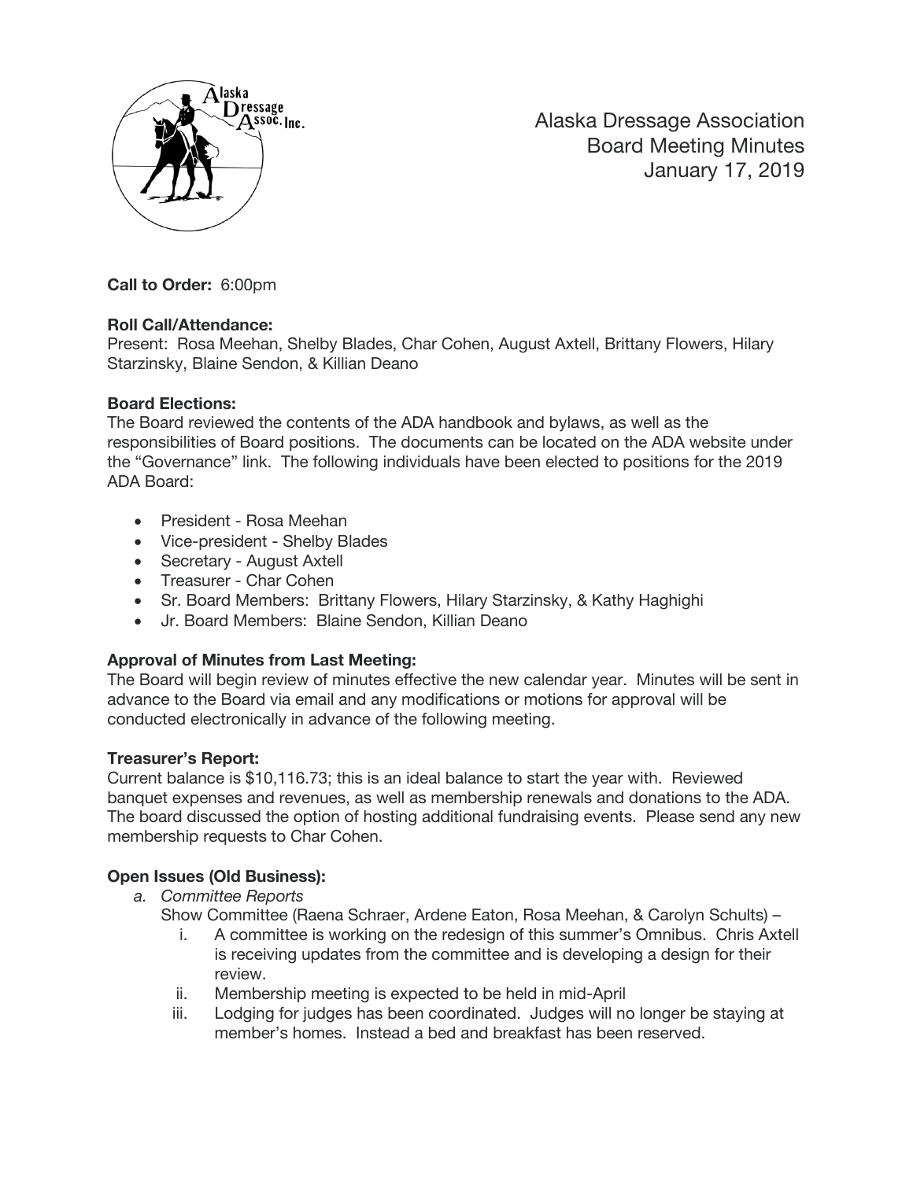# Alaska Dressage Association
## Board Meeting Minutes
## January 17, 2019

**Call to Order:** 6:00pm

**Roll Call/Attendance:**
Present: Rosa Meehan, Shelby Blades, Char Cohen, August Axtell, Brittany Flowers, Hilary Starzinsky, Blaine Sendon, & Killian Deano

**Board Elections:**
The Board reviewed the contents of the ADA handbook and bylaws, as well as the responsibilities of Board positions. The documents can be located on the ADA website under the "Governance" link. The following individuals have been elected to positions for the 2019 ADA Board:

- President - Rosa Meehan
- Vice-president - Shelby Blades
- Secretary - August Axtell
- Treasurer - Char Cohen
- Sr. Board Members: Brittany Flowers, Hilary Starzinsky, & Kathy Haghighi
- Jr. Board Members: Blaine Sendon, Killian Deano

**Approval of Minutes from Last Meeting:**
The Board will begin review of minutes effective the new calendar year. Minutes will be sent in advance to the Board via email and any modifications or motions for approval will be conducted electronically in advance of the following meeting.

**Treasurer's Report:**
Current balance is $10,116.73; this is an ideal balance to start the year with. Reviewed banquet expenses and revenues, as well as membership renewals and donations to the ADA. The board discussed the option of hosting additional fundraising events. Please send any new membership requests to Char Cohen.

**Open Issues (Old Business):**

*a. Committee Reports*

Show Committee (Raena Schraer, Ardene Eaton, Rosa Meehan, & Carolyn Schults) –

1. A committee is working on the redesign of this summer's Omnibus. Chris Axtell is receiving updates from the committee and is developing a design for their review.
2. Membership meeting is expected to be held in mid-April
3. Lodging for judges has been coordinated. Judges will no longer be staying at member's homes. Instead a bed and breakfast has been reserved.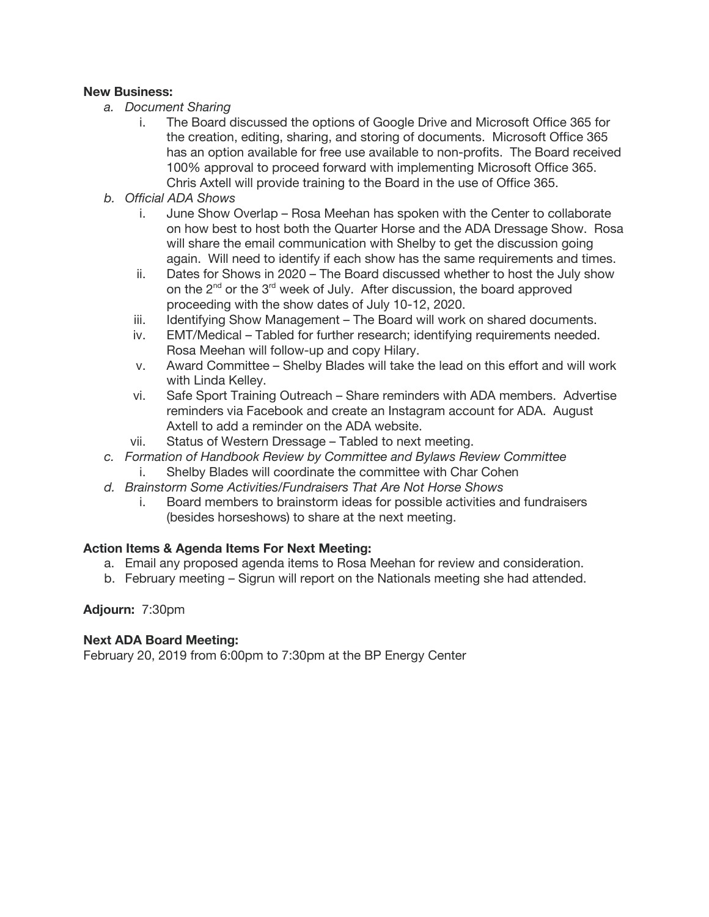**New Business:**

*a. Document Sharing*

i. The Board discussed the options of Google Drive and Microsoft Office 365 for the creation, editing, sharing, and storing of documents. Microsoft Office 365 has an option available for free use available to non-profits. The Board received 100% approval to proceed forward with implementing Microsoft Office 365. Chris Axtell will provide training to the Board in the use of Office 365.

*b. Official ADA Shows*

i. June Show Overlap – Rosa Meehan has spoken with the Center to collaborate on how best to host both the Quarter Horse and the ADA Dressage Show. Rosa will share the email communication with Shelby to get the discussion going again. Will need to identify if each show has the same requirements and times.

ii. Dates for Shows in 2020 – The Board discussed whether to host the July show on the 2nd or the 3rd week of July. After discussion, the board approved proceeding with the show dates of July 10-12, 2020.

iii. Identifying Show Management – The Board will work on shared documents.

iv. EMT/Medical – Tabled for further research; identifying requirements needed. Rosa Meehan will follow-up and copy Hilary.

v. Award Committee – Shelby Blades will take the lead on this effort and will work with Linda Kelley.

vi. Safe Sport Training Outreach – Share reminders with ADA members. Advertise reminders via Facebook and create an Instagram account for ADA. August Axtell to add a reminder on the ADA website.

vii. Status of Western Dressage – Tabled to next meeting.

*c. Formation of Handbook Review by Committee and Bylaws Review Committee*

i. Shelby Blades will coordinate the committee with Char Cohen

*d. Brainstorm Some Activities/Fundraisers That Are Not Horse Shows*

i. Board members to brainstorm ideas for possible activities and fundraisers (besides horseshows) to share at the next meeting.

**Action Items & Agenda Items For Next Meeting:**

a. Email any proposed agenda items to Rosa Meehan for review and consideration.

b. February meeting – Sigrun will report on the Nationals meeting she had attended.

**Adjourn:** 7:30pm

**Next ADA Board Meeting:**

February 20, 2019 from 6:00pm to 7:30pm at the BP Energy Center